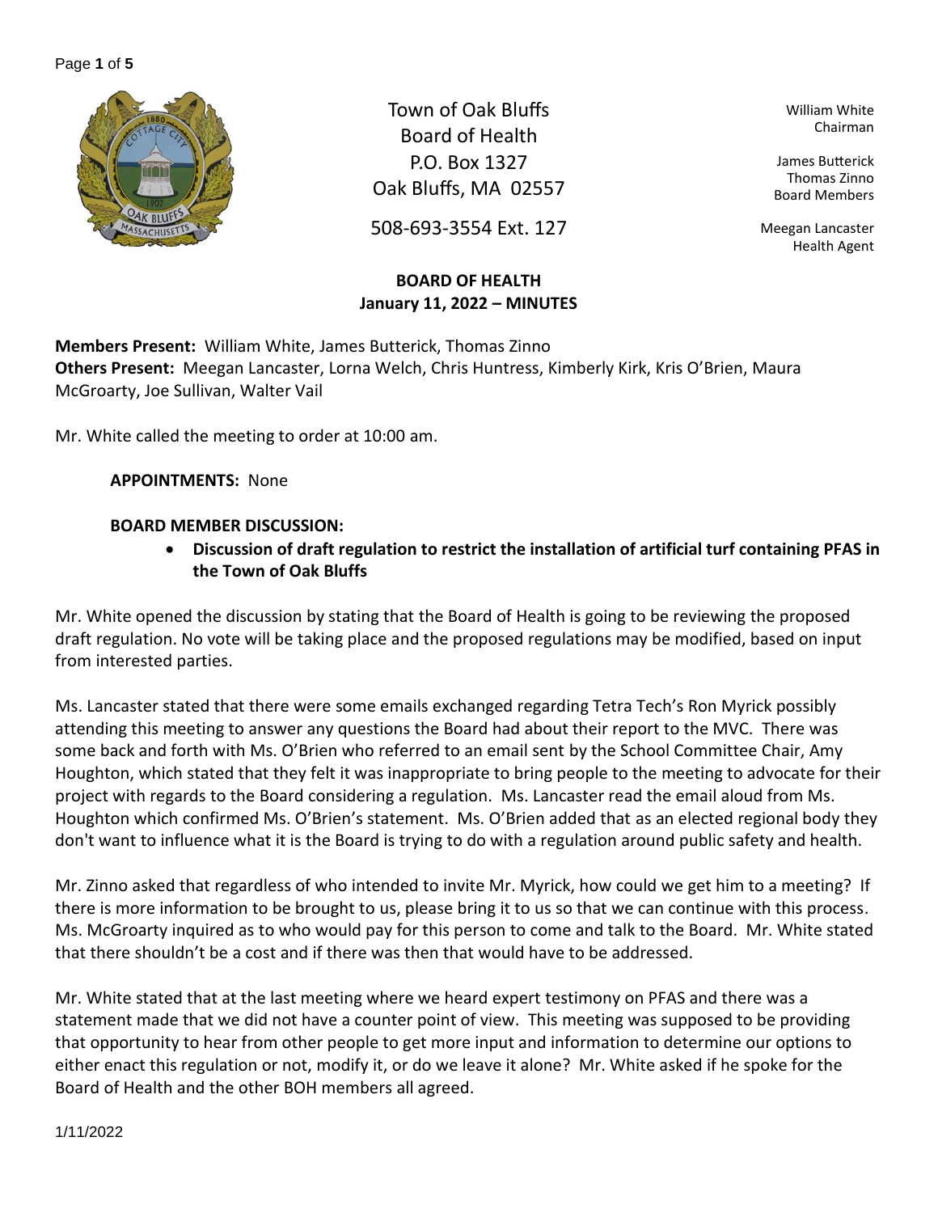Town of Oak Bluffs
Board of Health
P.O. Box 1327
Oak Bluffs, MA 02557

508-693-3554 Ext. 127

William White
Chairman

James Butterick
Thomas Zinno
Board Members

Meegan Lancaster
Health Agent

**BOARD OF HEALTH**
**January 11, 2022 – MINUTES**

**Members Present:** William White, James Butterick, Thomas Zinno
**Others Present:** Meegan Lancaster, Lorna Welch, Chris Huntress, Kimberly Kirk, Kris O'Brien, Maura McGroarty, Joe Sullivan, Walter Vail

Mr. White called the meeting to order at 10:00 am.

**APPOINTMENTS:** None

**BOARD MEMBER DISCUSSION:**

- **Discussion of draft regulation to restrict the installation of artificial turf containing PFAS in the Town of Oak Bluffs**

Mr. White opened the discussion by stating that the Board of Health is going to be reviewing the proposed draft regulation. No vote will be taking place and the proposed regulations may be modified, based on input from interested parties.

Ms. Lancaster stated that there were some emails exchanged regarding Tetra Tech's Ron Myrick possibly attending this meeting to answer any questions the Board had about their report to the MVC. There was some back and forth with Ms. O'Brien who referred to an email sent by the School Committee Chair, Amy Houghton, which stated that they felt it was inappropriate to bring people to the meeting to advocate for their project with regards to the Board considering a regulation. Ms. Lancaster read the email aloud from Ms. Houghton which confirmed Ms. O'Brien's statement. Ms. O'Brien added that as an elected regional body they don't want to influence what it is the Board is trying to do with a regulation around public safety and health.

Mr. Zinno asked that regardless of who intended to invite Mr. Myrick, how could we get him to a meeting? If there is more information to be brought to us, please bring it to us so that we can continue with this process. Ms. McGroarty inquired as to who would pay for this person to come and talk to the Board. Mr. White stated that there shouldn't be a cost and if there was then that would have to be addressed.

Mr. White stated that at the last meeting where we heard expert testimony on PFAS and there was a statement made that we did not have a counter point of view. This meeting was supposed to be providing that opportunity to hear from other people to get more input and information to determine our options to either enact this regulation or not, modify it, or do we leave it alone? Mr. White asked if he spoke for the Board of Health and the other BOH members all agreed.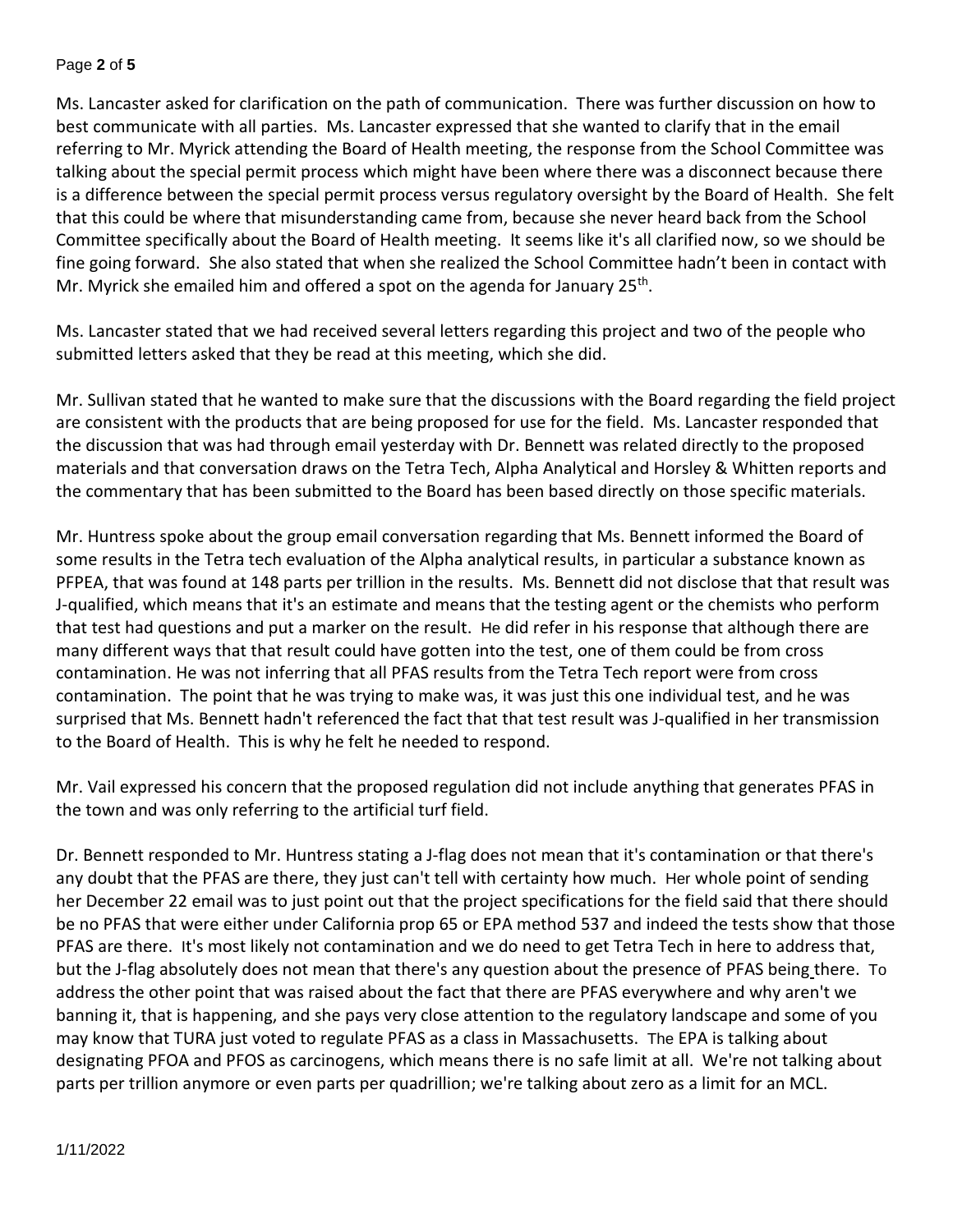Ms. Lancaster asked for clarification on the path of communication. There was further discussion on how to best communicate with all parties. Ms. Lancaster expressed that she wanted to clarify that in the email referring to Mr. Myrick attending the Board of Health meeting, the response from the School Committee was talking about the special permit process which might have been where there was a disconnect because there is a difference between the special permit process versus regulatory oversight by the Board of Health. She felt that this could be where that misunderstanding came from, because she never heard back from the School Committee specifically about the Board of Health meeting. It seems like it's all clarified now, so we should be fine going forward. She also stated that when she realized the School Committee hadn't been in contact with Mr. Myrick she emailed him and offered a spot on the agenda for January 25th.

Ms. Lancaster stated that we had received several letters regarding this project and two of the people who submitted letters asked that they be read at this meeting, which she did.

Mr. Sullivan stated that he wanted to make sure that the discussions with the Board regarding the field project are consistent with the products that are being proposed for use for the field. Ms. Lancaster responded that the discussion that was had through email yesterday with Dr. Bennett was related directly to the proposed materials and that conversation draws on the Tetra Tech, Alpha Analytical and Horsley & Whitten reports and the commentary that has been submitted to the Board has been based directly on those specific materials.

Mr. Huntress spoke about the group email conversation regarding that Ms. Bennett informed the Board of some results in the Tetra tech evaluation of the Alpha analytical results, in particular a substance known as PFPEA, that was found at 148 parts per trillion in the results. Ms. Bennett did not disclose that that result was J-qualified, which means that it's an estimate and means that the testing agent or the chemists who perform that test had questions and put a marker on the result. He did refer in his response that although there are many different ways that that result could have gotten into the test, one of them could be from cross contamination. He was not inferring that all PFAS results from the Tetra Tech report were from cross contamination. The point that he was trying to make was, it was just this one individual test, and he was surprised that Ms. Bennett hadn't referenced the fact that that test result was J-qualified in her transmission to the Board of Health. This is why he felt he needed to respond.

Mr. Vail expressed his concern that the proposed regulation did not include anything that generates PFAS in the town and was only referring to the artificial turf field.

Dr. Bennett responded to Mr. Huntress stating a J-flag does not mean that it's contamination or that there's any doubt that the PFAS are there, they just can't tell with certainty how much. Her whole point of sending her December 22 email was to just point out that the project specifications for the field said that there should be no PFAS that were either under California prop 65 or EPA method 537 and indeed the tests show that those PFAS are there. It's most likely not contamination and we do need to get Tetra Tech in here to address that, but the J-flag absolutely does not mean that there's any question about the presence of PFAS being there. To address the other point that was raised about the fact that there are PFAS everywhere and why aren't we banning it, that is happening, and she pays very close attention to the regulatory landscape and some of you may know that TURA just voted to regulate PFAS as a class in Massachusetts. The EPA is talking about designating PFOA and PFOS as carcinogens, which means there is no safe limit at all. We're not talking about parts per trillion anymore or even parts per quadrillion; we're talking about zero as a limit for an MCL.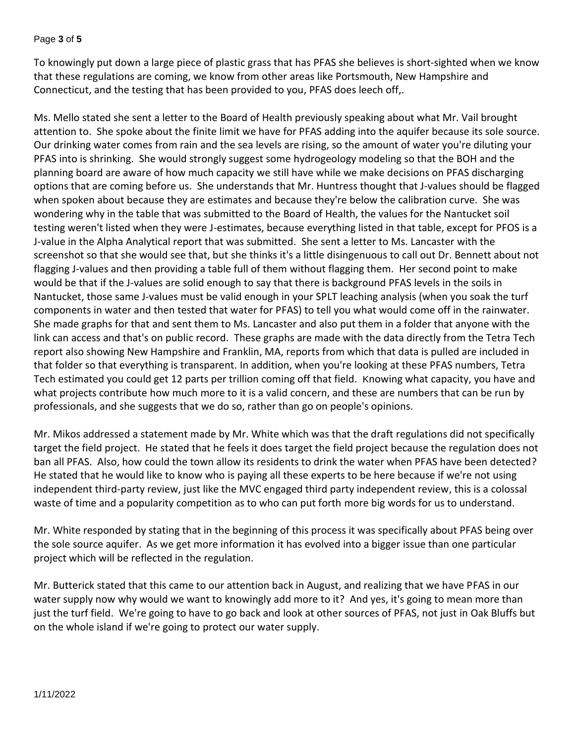To knowingly put down a large piece of plastic grass that has PFAS she believes is short-sighted when we know that these regulations are coming, we know from other areas like Portsmouth, New Hampshire and Connecticut, and the testing that has been provided to you, PFAS does leech off,.

Ms. Mello stated she sent a letter to the Board of Health previously speaking about what Mr. Vail brought attention to. She spoke about the finite limit we have for PFAS adding into the aquifer because its sole source. Our drinking water comes from rain and the sea levels are rising, so the amount of water you're diluting your PFAS into is shrinking. She would strongly suggest some hydrogeology modeling so that the BOH and the planning board are aware of how much capacity we still have while we make decisions on PFAS discharging options that are coming before us. She understands that Mr. Huntress thought that J-values should be flagged when spoken about because they are estimates and because they're below the calibration curve. She was wondering why in the table that was submitted to the Board of Health, the values for the Nantucket soil testing weren't listed when they were J-estimates, because everything listed in that table, except for PFOS is a J-value in the Alpha Analytical report that was submitted. She sent a letter to Ms. Lancaster with the screenshot so that she would see that, but she thinks it's a little disingenuous to call out Dr. Bennett about not flagging J-values and then providing a table full of them without flagging them. Her second point to make would be that if the J-values are solid enough to say that there is background PFAS levels in the soils in Nantucket, those same J-values must be valid enough in your SPLT leaching analysis (when you soak the turf components in water and then tested that water for PFAS) to tell you what would come off in the rainwater. She made graphs for that and sent them to Ms. Lancaster and also put them in a folder that anyone with the link can access and that's on public record. These graphs are made with the data directly from the Tetra Tech report also showing New Hampshire and Franklin, MA, reports from which that data is pulled are included in that folder so that everything is transparent. In addition, when you're looking at these PFAS numbers, Tetra Tech estimated you could get 12 parts per trillion coming off that field. Knowing what capacity, you have and what projects contribute how much more to it is a valid concern, and these are numbers that can be run by professionals, and she suggests that we do so, rather than go on people's opinions.

Mr. Mikos addressed a statement made by Mr. White which was that the draft regulations did not specifically target the field project. He stated that he feels it does target the field project because the regulation does not ban all PFAS. Also, how could the town allow its residents to drink the water when PFAS have been detected? He stated that he would like to know who is paying all these experts to be here because if we're not using independent third-party review, just like the MVC engaged third party independent review, this is a colossal waste of time and a popularity competition as to who can put forth more big words for us to understand.

Mr. White responded by stating that in the beginning of this process it was specifically about PFAS being over the sole source aquifer. As we get more information it has evolved into a bigger issue than one particular project which will be reflected in the regulation.

Mr. Butterick stated that this came to our attention back in August, and realizing that we have PFAS in our water supply now why would we want to knowingly add more to it? And yes, it's going to mean more than just the turf field. We're going to have to go back and look at other sources of PFAS, not just in Oak Bluffs but on the whole island if we're going to protect our water supply.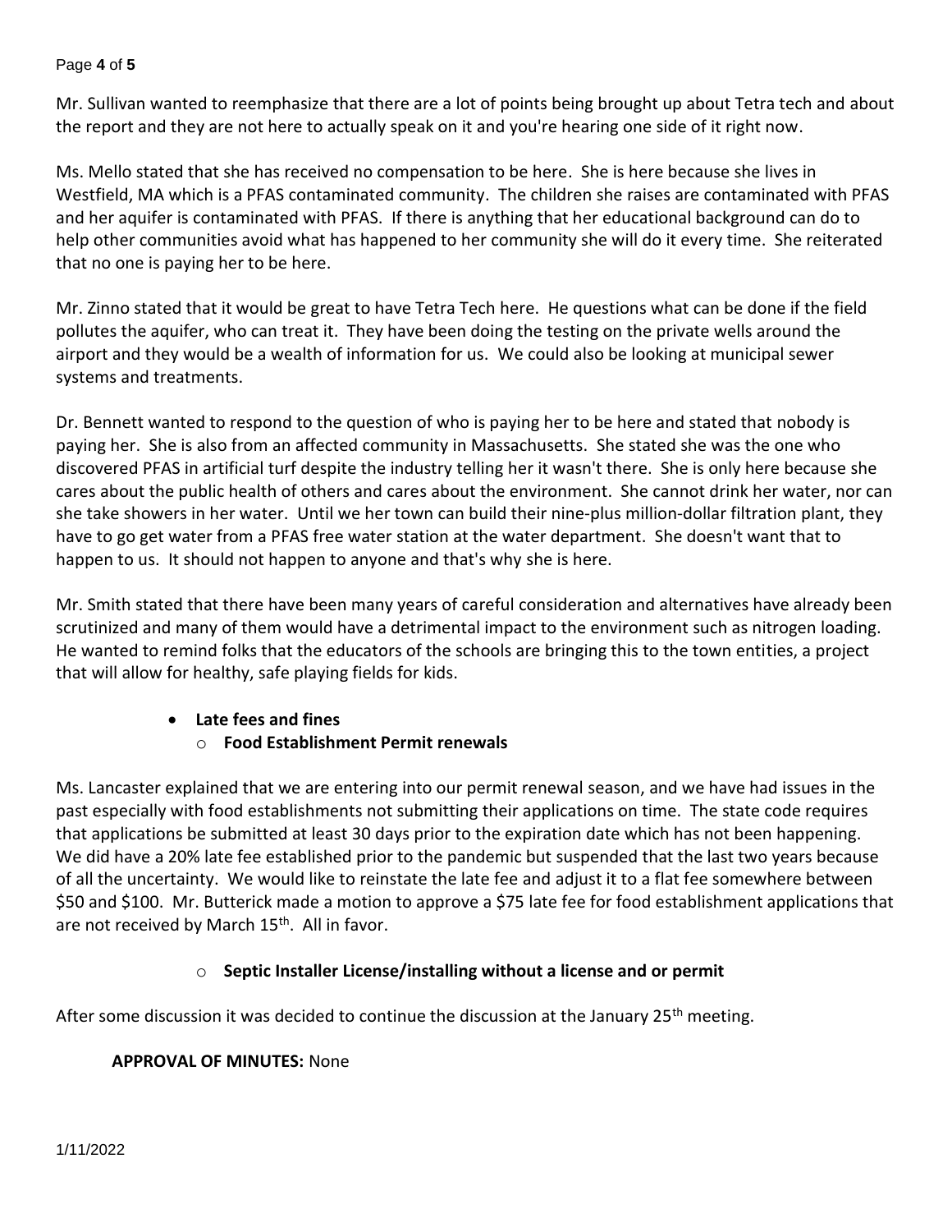Mr. Sullivan wanted to reemphasize that there are a lot of points being brought up about Tetra tech and about the report and they are not here to actually speak on it and you're hearing one side of it right now.

Ms. Mello stated that she has received no compensation to be here. She is here because she lives in Westfield, MA which is a PFAS contaminated community. The children she raises are contaminated with PFAS and her aquifer is contaminated with PFAS. If there is anything that her educational background can do to help other communities avoid what has happened to her community she will do it every time. She reiterated that no one is paying her to be here.

Mr. Zinno stated that it would be great to have Tetra Tech here. He questions what can be done if the field pollutes the aquifer, who can treat it. They have been doing the testing on the private wells around the airport and they would be a wealth of information for us. We could also be looking at municipal sewer systems and treatments.

Dr. Bennett wanted to respond to the question of who is paying her to be here and stated that nobody is paying her. She is also from an affected community in Massachusetts. She stated she was the one who discovered PFAS in artificial turf despite the industry telling her it wasn't there. She is only here because she cares about the public health of others and cares about the environment. She cannot drink her water, nor can she take showers in her water. Until we her town can build their nine-plus million-dollar filtration plant, they have to go get water from a PFAS free water station at the water department. She doesn't want that to happen to us. It should not happen to anyone and that's why she is here.

Mr. Smith stated that there have been many years of careful consideration and alternatives have already been scrutinized and many of them would have a detrimental impact to the environment such as nitrogen loading. He wanted to remind folks that the educators of the schools are bringing this to the town entities, a project that will allow for healthy, safe playing fields for kids.

- **Late fees and fines**
  - **Food Establishment Permit renewals**

Ms. Lancaster explained that we are entering into our permit renewal season, and we have had issues in the past especially with food establishments not submitting their applications on time. The state code requires that applications be submitted at least 30 days prior to the expiration date which has not been happening. We did have a 20% late fee established prior to the pandemic but suspended that the last two years because of all the uncertainty. We would like to reinstate the late fee and adjust it to a flat fee somewhere between $50 and $100. Mr. Butterick made a motion to approve a $75 late fee for food establishment applications that are not received by March 15th. All in favor.

  - **Septic Installer License/installing without a license and or permit**

After some discussion it was decided to continue the discussion at the January 25th meeting.

**APPROVAL OF MINUTES:** None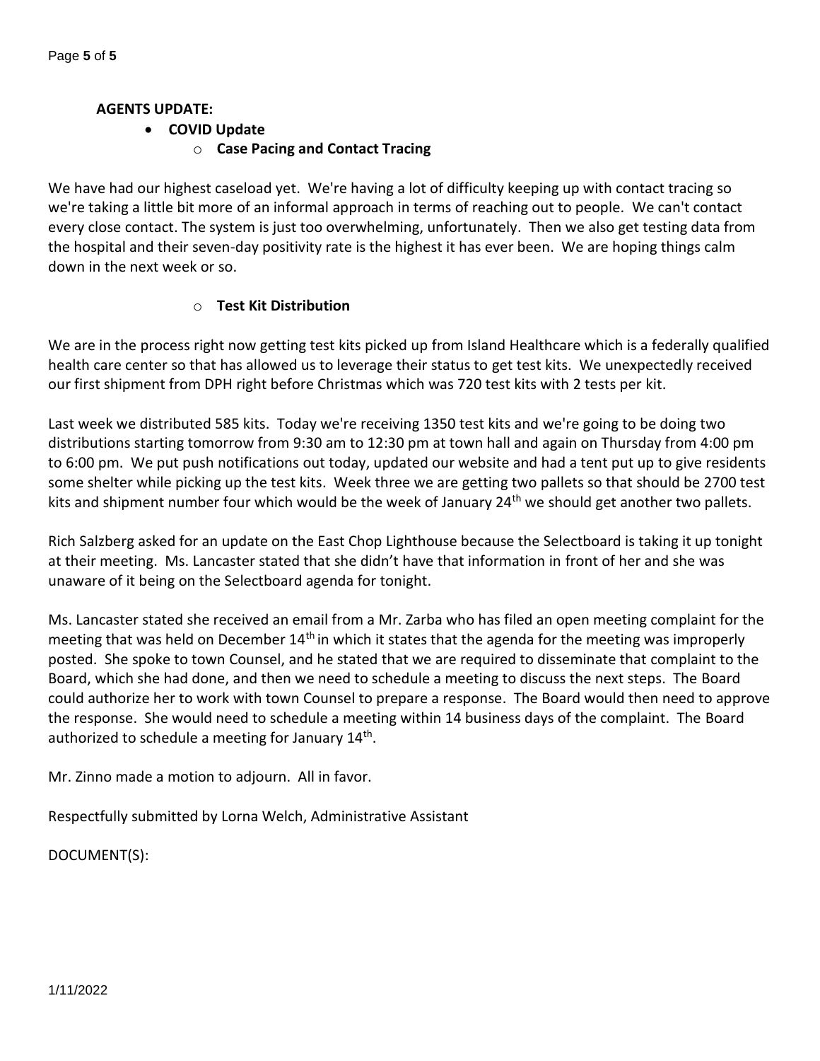**AGENTS UPDATE:**

- **COVID Update**
  - **Case Pacing and Contact Tracing**

We have had our highest caseload yet. We're having a lot of difficulty keeping up with contact tracing so we're taking a little bit more of an informal approach in terms of reaching out to people. We can't contact every close contact. The system is just too overwhelming, unfortunately. Then we also get testing data from the hospital and their seven-day positivity rate is the highest it has ever been. We are hoping things calm down in the next week or so.

- - **Test Kit Distribution**

We are in the process right now getting test kits picked up from Island Healthcare which is a federally qualified health care center so that has allowed us to leverage their status to get test kits. We unexpectedly received our first shipment from DPH right before Christmas which was 720 test kits with 2 tests per kit.

Last week we distributed 585 kits. Today we're receiving 1350 test kits and we're going to be doing two distributions starting tomorrow from 9:30 am to 12:30 pm at town hall and again on Thursday from 4:00 pm to 6:00 pm. We put push notifications out today, updated our website and had a tent put up to give residents some shelter while picking up the test kits. Week three we are getting two pallets so that should be 2700 test kits and shipment number four which would be the week of January 24th we should get another two pallets.

Rich Salzberg asked for an update on the East Chop Lighthouse because the Selectboard is taking it up tonight at their meeting. Ms. Lancaster stated that she didn't have that information in front of her and she was unaware of it being on the Selectboard agenda for tonight.

Ms. Lancaster stated she received an email from a Mr. Zarba who has filed an open meeting complaint for the meeting that was held on December 14th in which it states that the agenda for the meeting was improperly posted. She spoke to town Counsel, and he stated that we are required to disseminate that complaint to the Board, which she had done, and then we need to schedule a meeting to discuss the next steps. The Board could authorize her to work with town Counsel to prepare a response. The Board would then need to approve the response. She would need to schedule a meeting within 14 business days of the complaint. The Board authorized to schedule a meeting for January 14th.

Mr. Zinno made a motion to adjourn. All in favor.

Respectfully submitted by Lorna Welch, Administrative Assistant

DOCUMENT(S):